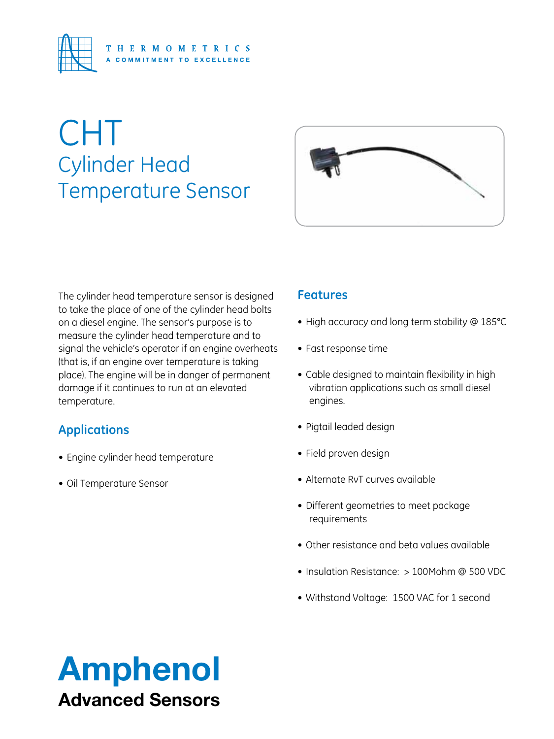THERMOMETRICS
A COMMITMENT TO EXCELLENCE

# CHT
## Cylinder Head Temperature Sensor

The cylinder head temperature sensor is designed to take the place of one of the cylinder head bolts on a diesel engine. The sensor's purpose is to measure the cylinder head temperature and to signal the vehicle's operator if an engine overheats (that is, if an engine over temperature is taking place). The engine will be in danger of permanent damage if it continues to run at an elevated temperature.

### Applications

- Engine cylinder head temperature
- Oil Temperature Sensor

### Features

- High accuracy and long term stability @ 185°C
- Fast response time
- Cable designed to maintain flexibility in high vibration applications such as small diesel engines.
- Pigtail leaded design
- Field proven design
- Alternate RvT curves available
- Different geometries to meet package requirements
- Other resistance and beta values available
- Insulation Resistance: > 100Mohm @ 500 VDC
- Withstand Voltage: 1500 VAC for 1 second

**Amphenol**
**Advanced Sensors**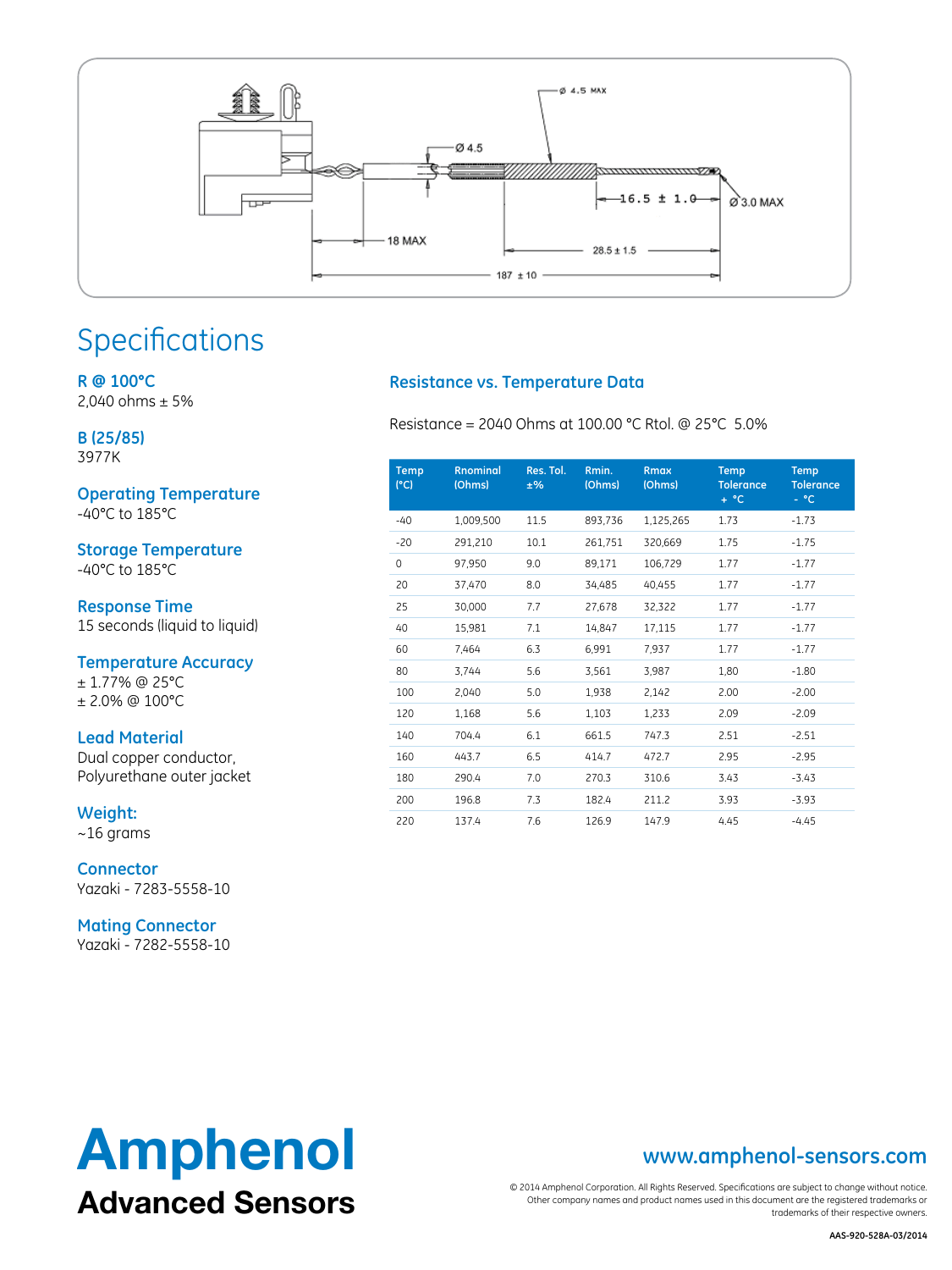Ø 4.5 MAX

Ø 4.5

16.5 ± 1.0

Ø 3.0 MAX

18 MAX

28.5 ± 1.5

187 ± 10

# Specifications

**R @ 100°C**
2,040 ohms ± 5%

**B (25/85)**
3977K

**Operating Temperature**
-40°C to 185°C

**Storage Temperature**
-40°C to 185°C

**Response Time**
15 seconds (liquid to liquid)

**Temperature Accuracy**
± 1.77% @ 25°C
± 2.0% @ 100°C

**Lead Material**
Dual copper conductor,
Polyurethane outer jacket

**Weight:**
~16 grams

**Connector**
Yazaki - 7283-5558-10

**Mating Connector**
Yazaki - 7282-5558-10

## Resistance vs. Temperature Data

Resistance = 2040 Ohms at 100.00 °C Rtol. @ 25°C 5.0%

| Temp (°C) | Rnominal (Ohms) | Res. Tol. ±% | Rmin. (Ohms) | Rmax (Ohms) | Temp Tolerance + °C | Temp Tolerance - °C |
|---|---|---|---|---|---|---|
| -40 | 1,009,500 | 11.5 | 893,736 | 1,125,265 | 1.73 | -1.73 |
| -20 | 291,210 | 10.1 | 261,751 | 320,669 | 1.75 | -1.75 |
| 0 | 97,950 | 9.0 | 89,171 | 106,729 | 1.77 | -1.77 |
| 20 | 37,470 | 8.0 | 34,485 | 40,455 | 1.77 | -1.77 |
| 25 | 30,000 | 7.7 | 27,678 | 32,322 | 1.77 | -1.77 |
| 40 | 15,981 | 7.1 | 14,847 | 17,115 | 1.77 | -1.77 |
| 60 | 7,464 | 6.3 | 6,991 | 7,937 | 1.77 | -1.77 |
| 80 | 3,744 | 5.6 | 3,561 | 3,987 | 1.80 | -1.80 |
| 100 | 2,040 | 5.0 | 1,938 | 2,142 | 2.00 | -2.00 |
| 120 | 1,168 | 5.6 | 1,103 | 1,233 | 2.09 | -2.09 |
| 140 | 704.4 | 6.1 | 661.5 | 747.3 | 2.51 | -2.51 |
| 160 | 443.7 | 6.5 | 414.7 | 472.7 | 2.95 | -2.95 |
| 180 | 290.4 | 7.0 | 270.3 | 310.6 | 3.43 | -3.43 |
| 200 | 196.8 | 7.3 | 182.4 | 211.2 | 3.93 | -3.93 |
| 220 | 137.4 | 7.6 | 126.9 | 147.9 | 4.45 | -4.45 |

**Amphenol**
**Advanced Sensors**

www.amphenol-sensors.com

© 2014 Amphenol Corporation. All Rights Reserved. Specifications are subject to change without notice. Other company names and product names used in this document are the registered trademarks or trademarks of their respective owners.

AAS-920-528A-03/2014